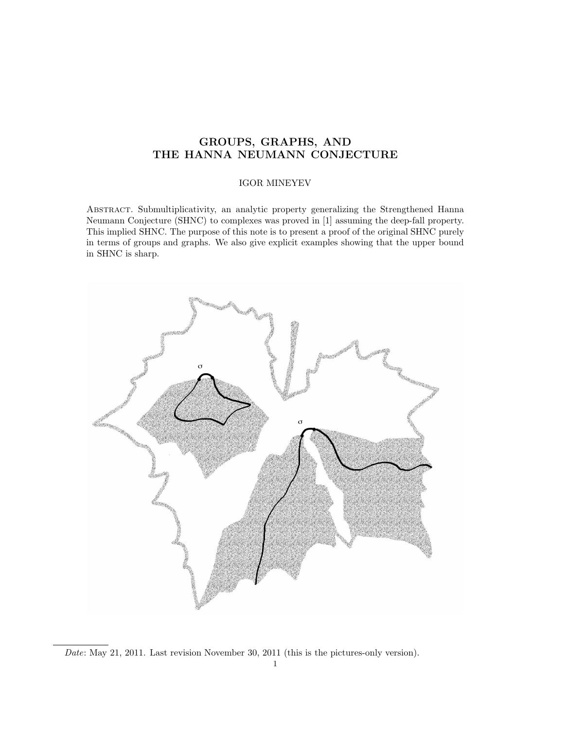# GROUPS, GRAPHS, AND THE HANNA NEUMANN CONJECTURE

IGOR MINEYEV

Abstract. Submultiplicativity, an analytic property generalizing the Strengthened Hanna Neumann Conjecture (SHNC) to complexes was proved in [1] assuming the deep-fall property. This implied SHNC. The purpose of this note is to present a proof of the original SHNC purely in terms of groups and graphs. We also give explicit examples showing that the upper bound in SHNC is sharp.

*Date*: May 21, 2011. Last revision November 30, 2011 (this is the pictures-only version).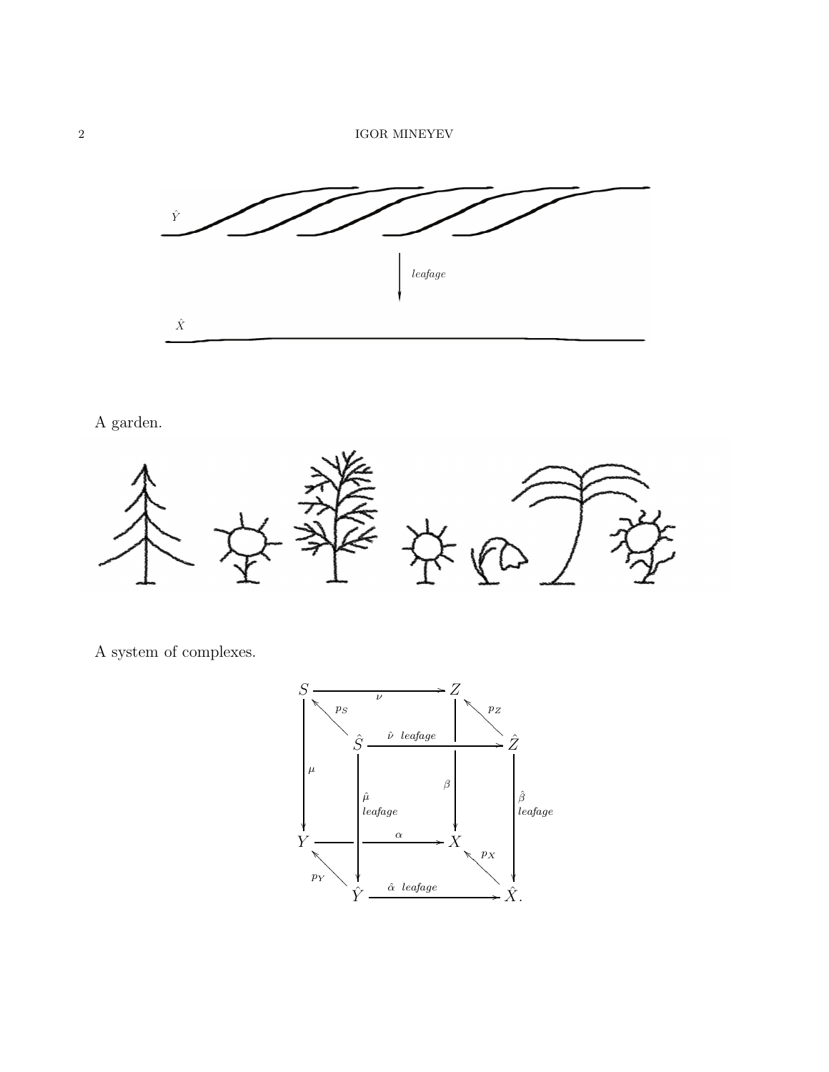A garden.

A system of complexes.

$$
\begin{array}{ccccccc}
S & & \xrightarrow{\quad\nu\quad} & & Z & & \\
& \nwarrow^{p_S} & & & & \nwarrow^{p_Z} & \\
& & \hat{S} & \xrightarrow{\hat{\nu}\ \ leafage} & & & \hat{Z} \\
\downarrow \mu & & \downarrow \hat{\mu}\ leafage & & \downarrow \beta & & \downarrow \hat{\beta}\ leafage \\
Y & & \xrightarrow{\quad\alpha\quad} & & X & & \\
& \nwarrow^{p_Y} & & & & \nwarrow^{p_X} & \\
& & \hat{Y} & \xrightarrow{\hat{\alpha}\ \ leafage} & & & \hat{X}.
\end{array}
$$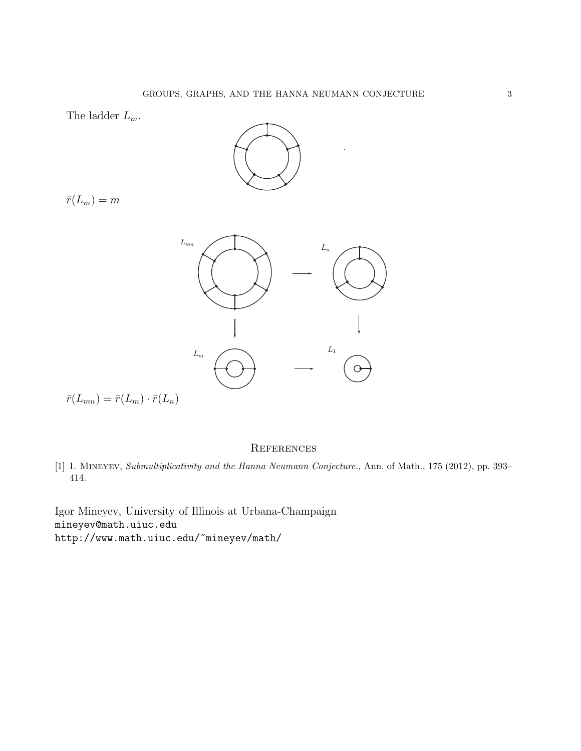The ladder $L_m$.

$\bar{r}(L_m) = m$

$L_{mn}$

$L_n$

$L_m$

$L_1$

$\bar{r}(L_{mn}) = \bar{r}(L_m) \cdot \bar{r}(L_n)$

## References

[1] I. Mineyev, *Submultiplicativity and the Hanna Neumann Conjecture.*, Ann. of Math., 175 (2012), pp. 393–414.

Igor Mineyev, University of Illinois at Urbana-Champaign
mineyev@math.uiuc.edu
http://www.math.uiuc.edu/~mineyev/math/